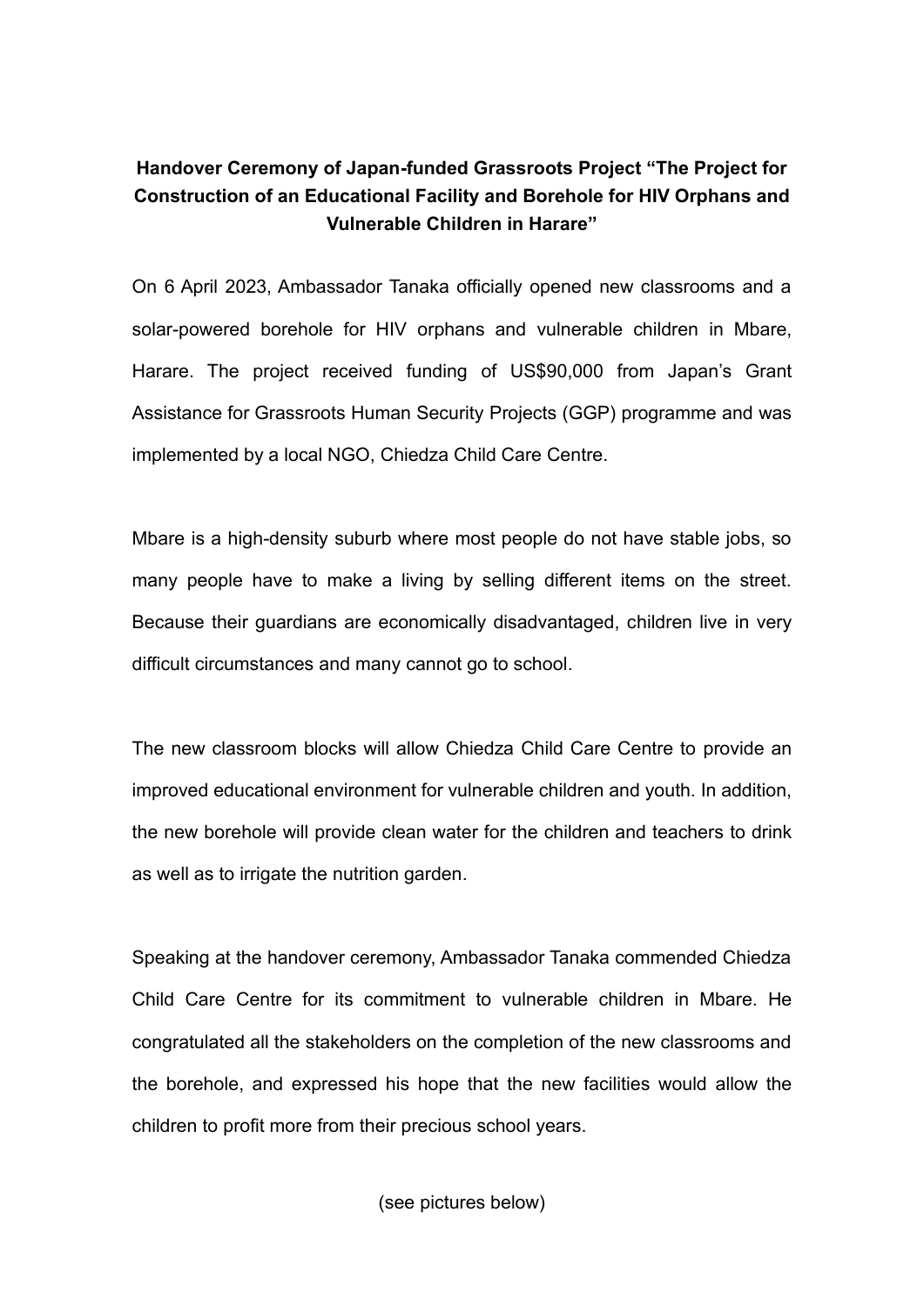**Handover Ceremony of Japan-funded Grassroots Project “The Project for Construction of an Educational Facility and Borehole for HIV Orphans and Vulnerable Children in Harare”**

On 6 April 2023, Ambassador Tanaka officially opened new classrooms and a solar-powered borehole for HIV orphans and vulnerable children in Mbare, Harare. The project received funding of US$90,000 from Japan’s Grant Assistance for Grassroots Human Security Projects (GGP) programme and was implemented by a local NGO, Chiedza Child Care Centre.

Mbare is a high-density suburb where most people do not have stable jobs, so many people have to make a living by selling different items on the street. Because their guardians are economically disadvantaged, children live in very difficult circumstances and many cannot go to school.

The new classroom blocks will allow Chiedza Child Care Centre to provide an improved educational environment for vulnerable children and youth. In addition, the new borehole will provide clean water for the children and teachers to drink as well as to irrigate the nutrition garden.

Speaking at the handover ceremony, Ambassador Tanaka commended Chiedza Child Care Centre for its commitment to vulnerable children in Mbare. He congratulated all the stakeholders on the completion of the new classrooms and the borehole, and expressed his hope that the new facilities would allow the children to profit more from their precious school years.

(see pictures below)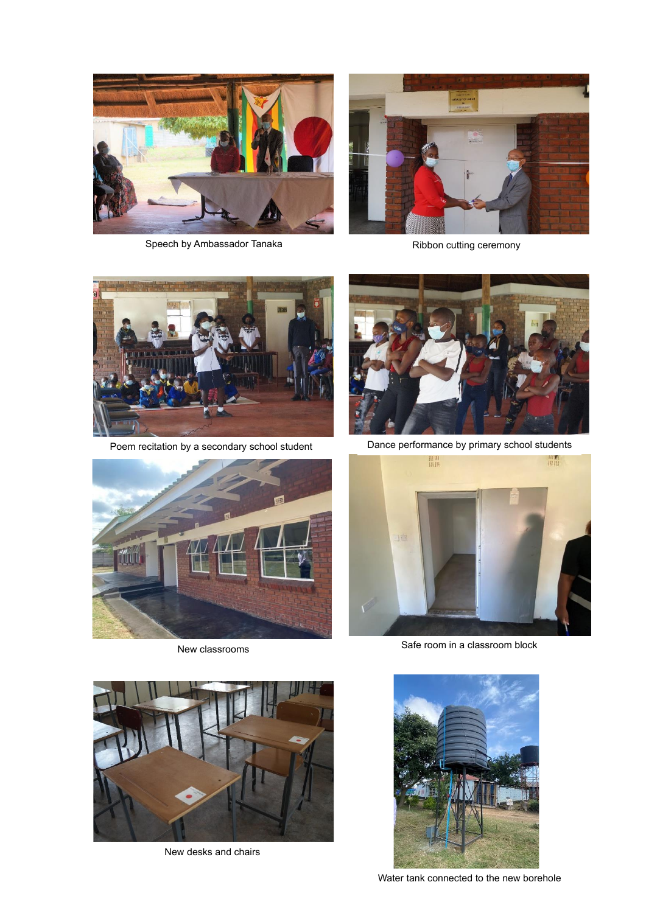Speech by Ambassador Tanaka

Ribbon cutting ceremony

Poem recitation by a secondary school student

Dance performance by primary school students

New classrooms

Safe room in a classroom block

New desks and chairs

Water tank connected to the new borehole